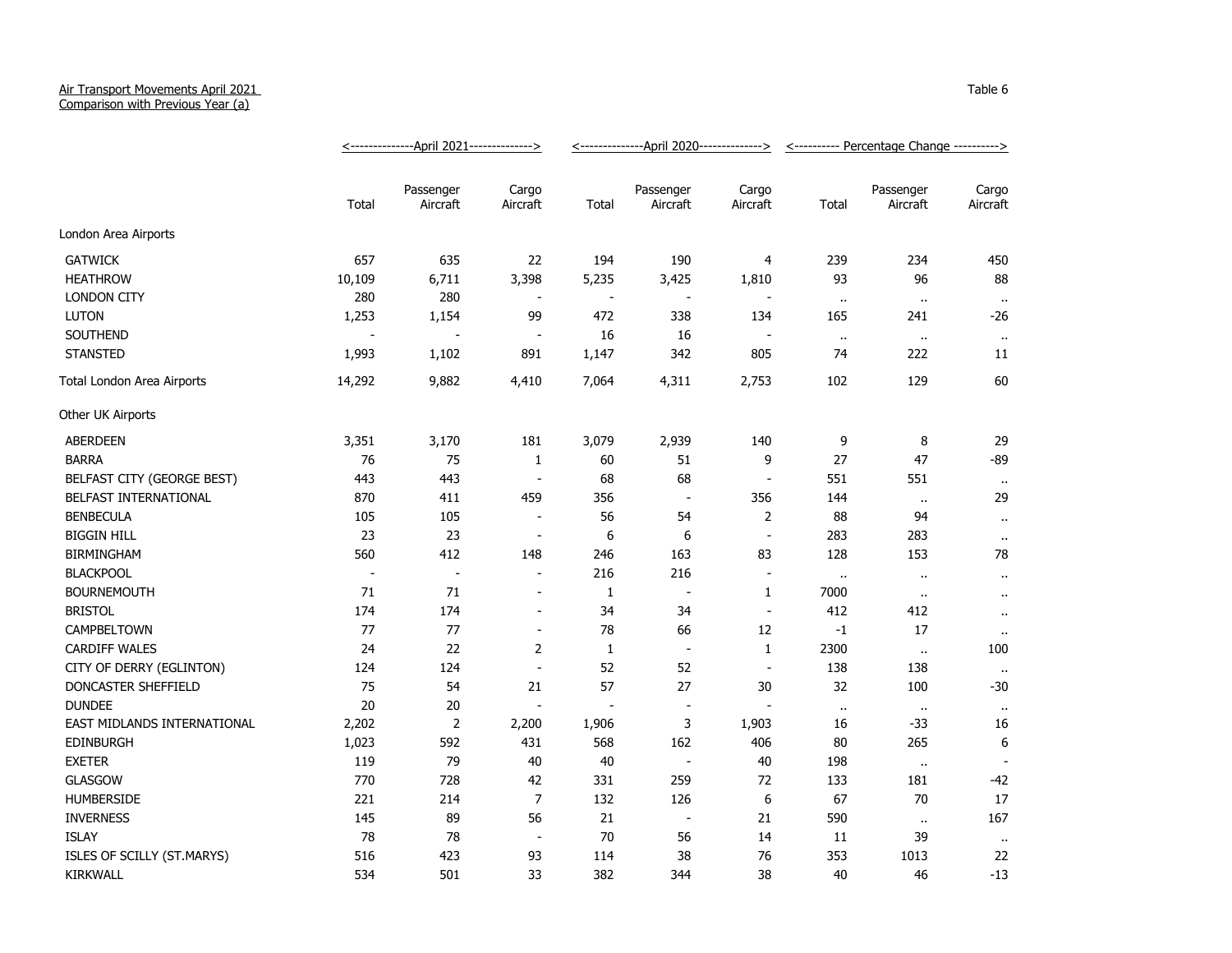Air Transport Movements April 2021
Comparison with Previous Year (a)

Table 6

| | April 2021 | | | April 2020 | | | Percentage Change | | |
|---|---|---|---|---|---|---|---|---|---|
| | Total | Passenger Aircraft | Cargo Aircraft | Total | Passenger Aircraft | Cargo Aircraft | Total | Passenger Aircraft | Cargo Aircraft |
| **London Area Airports** | | | | | | | | | |
| GATWICK | 657 | 635 | 22 | 194 | 190 | 4 | 239 | 234 | 450 |
| HEATHROW | 10,109 | 6,711 | 3,398 | 5,235 | 3,425 | 1,810 | 93 | 96 | 88 |
| LONDON CITY | 280 | 280 | - | - | - | - | .. | .. | .. |
| LUTON | 1,253 | 1,154 | 99 | 472 | 338 | 134 | 165 | 241 | -26 |
| SOUTHEND | - | - | - | 16 | 16 | - | .. | .. | .. |
| STANSTED | 1,993 | 1,102 | 891 | 1,147 | 342 | 805 | 74 | 222 | 11 |
| Total London Area Airports | 14,292 | 9,882 | 4,410 | 7,064 | 4,311 | 2,753 | 102 | 129 | 60 |
| **Other UK Airports** | | | | | | | | | |
| ABERDEEN | 3,351 | 3,170 | 181 | 3,079 | 2,939 | 140 | 9 | 8 | 29 |
| BARRA | 76 | 75 | 1 | 60 | 51 | 9 | 27 | 47 | -89 |
| BELFAST CITY (GEORGE BEST) | 443 | 443 | - | 68 | 68 | - | 551 | 551 | .. |
| BELFAST INTERNATIONAL | 870 | 411 | 459 | 356 | - | 356 | 144 | .. | 29 |
| BENBECULA | 105 | 105 | - | 56 | 54 | 2 | 88 | 94 | .. |
| BIGGIN HILL | 23 | 23 | - | 6 | 6 | - | 283 | 283 | .. |
| BIRMINGHAM | 560 | 412 | 148 | 246 | 163 | 83 | 128 | 153 | 78 |
| BLACKPOOL | - | - | - | 216 | 216 | - | .. | .. | .. |
| BOURNEMOUTH | 71 | 71 | - | 1 | - | 1 | 7000 | .. | .. |
| BRISTOL | 174 | 174 | - | 34 | 34 | - | 412 | 412 | .. |
| CAMPBELTOWN | 77 | 77 | - | 78 | 66 | 12 | -1 | 17 | .. |
| CARDIFF WALES | 24 | 22 | 2 | 1 | - | 1 | 2300 | .. | 100 |
| CITY OF DERRY (EGLINTON) | 124 | 124 | - | 52 | 52 | - | 138 | 138 | .. |
| DONCASTER SHEFFIELD | 75 | 54 | 21 | 57 | 27 | 30 | 32 | 100 | -30 |
| DUNDEE | 20 | 20 | - | - | - | - | .. | .. | .. |
| EAST MIDLANDS INTERNATIONAL | 2,202 | 2 | 2,200 | 1,906 | 3 | 1,903 | 16 | -33 | 16 |
| EDINBURGH | 1,023 | 592 | 431 | 568 | 162 | 406 | 80 | 265 | 6 |
| EXETER | 119 | 79 | 40 | 40 | - | 40 | 198 | .. | - |
| GLASGOW | 770 | 728 | 42 | 331 | 259 | 72 | 133 | 181 | -42 |
| HUMBERSIDE | 221 | 214 | 7 | 132 | 126 | 6 | 67 | 70 | 17 |
| INVERNESS | 145 | 89 | 56 | 21 | - | 21 | 590 | .. | 167 |
| ISLAY | 78 | 78 | - | 70 | 56 | 14 | 11 | 39 | .. |
| ISLES OF SCILLY (ST.MARYS) | 516 | 423 | 93 | 114 | 38 | 76 | 353 | 1013 | 22 |
| KIRKWALL | 534 | 501 | 33 | 382 | 344 | 38 | 40 | 46 | -13 |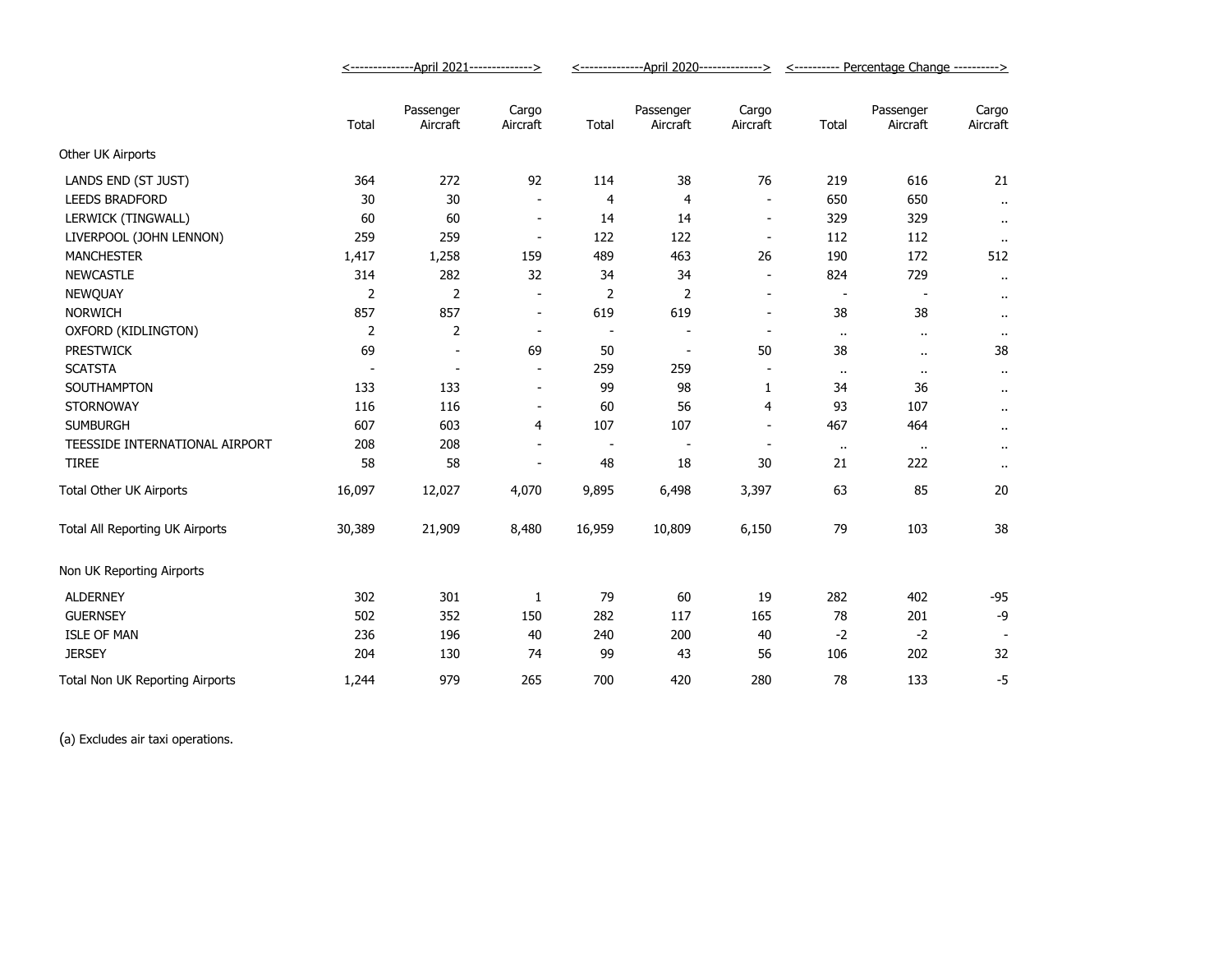| | April 2021 | | | April 2020 | | | Percentage Change | | |
|---|---|---|---|---|---|---|---|---|---|
| | Total | Passenger Aircraft | Cargo Aircraft | Total | Passenger Aircraft | Cargo Aircraft | Total | Passenger Aircraft | Cargo Aircraft |
| Other UK Airports | | | | | | | | | |
| LANDS END (ST JUST) | 364 | 272 | 92 | 114 | 38 | 76 | 219 | 616 | 21 |
| LEEDS BRADFORD | 30 | 30 | - | 4 | 4 | - | 650 | 650 | .. |
| LERWICK (TINGWALL) | 60 | 60 | - | 14 | 14 | - | 329 | 329 | .. |
| LIVERPOOL (JOHN LENNON) | 259 | 259 | - | 122 | 122 | - | 112 | 112 | .. |
| MANCHESTER | 1,417 | 1,258 | 159 | 489 | 463 | 26 | 190 | 172 | 512 |
| NEWCASTLE | 314 | 282 | 32 | 34 | 34 | - | 824 | 729 | .. |
| NEWQUAY | 2 | 2 | - | 2 | 2 | - | - | - | .. |
| NORWICH | 857 | 857 | - | 619 | 619 | - | 38 | 38 | .. |
| OXFORD (KIDLINGTON) | 2 | 2 | - | - | - | - | .. | .. | .. |
| PRESTWICK | 69 | - | 69 | 50 | - | 50 | 38 | .. | 38 |
| SCATSTA | - | - | - | 259 | 259 | - | .. | .. | .. |
| SOUTHAMPTON | 133 | 133 | - | 99 | 98 | 1 | 34 | 36 | .. |
| STORNOWAY | 116 | 116 | - | 60 | 56 | 4 | 93 | 107 | .. |
| SUMBURGH | 607 | 603 | 4 | 107 | 107 | - | 467 | 464 | .. |
| TEESSIDE INTERNATIONAL AIRPORT | 208 | 208 | - | - | - | - | .. | .. | .. |
| TIREE | 58 | 58 | - | 48 | 18 | 30 | 21 | 222 | .. |
| Total Other UK Airports | 16,097 | 12,027 | 4,070 | 9,895 | 6,498 | 3,397 | 63 | 85 | 20 |
| Total All Reporting UK Airports | 30,389 | 21,909 | 8,480 | 16,959 | 10,809 | 6,150 | 79 | 103 | 38 |
| Non UK Reporting Airports | | | | | | | | | |
| ALDERNEY | 302 | 301 | 1 | 79 | 60 | 19 | 282 | 402 | -95 |
| GUERNSEY | 502 | 352 | 150 | 282 | 117 | 165 | 78 | 201 | -9 |
| ISLE OF MAN | 236 | 196 | 40 | 240 | 200 | 40 | -2 | -2 | - |
| JERSEY | 204 | 130 | 74 | 99 | 43 | 56 | 106 | 202 | 32 |
| Total Non UK Reporting Airports | 1,244 | 979 | 265 | 700 | 420 | 280 | 78 | 133 | -5 |

(a) Excludes air taxi operations.